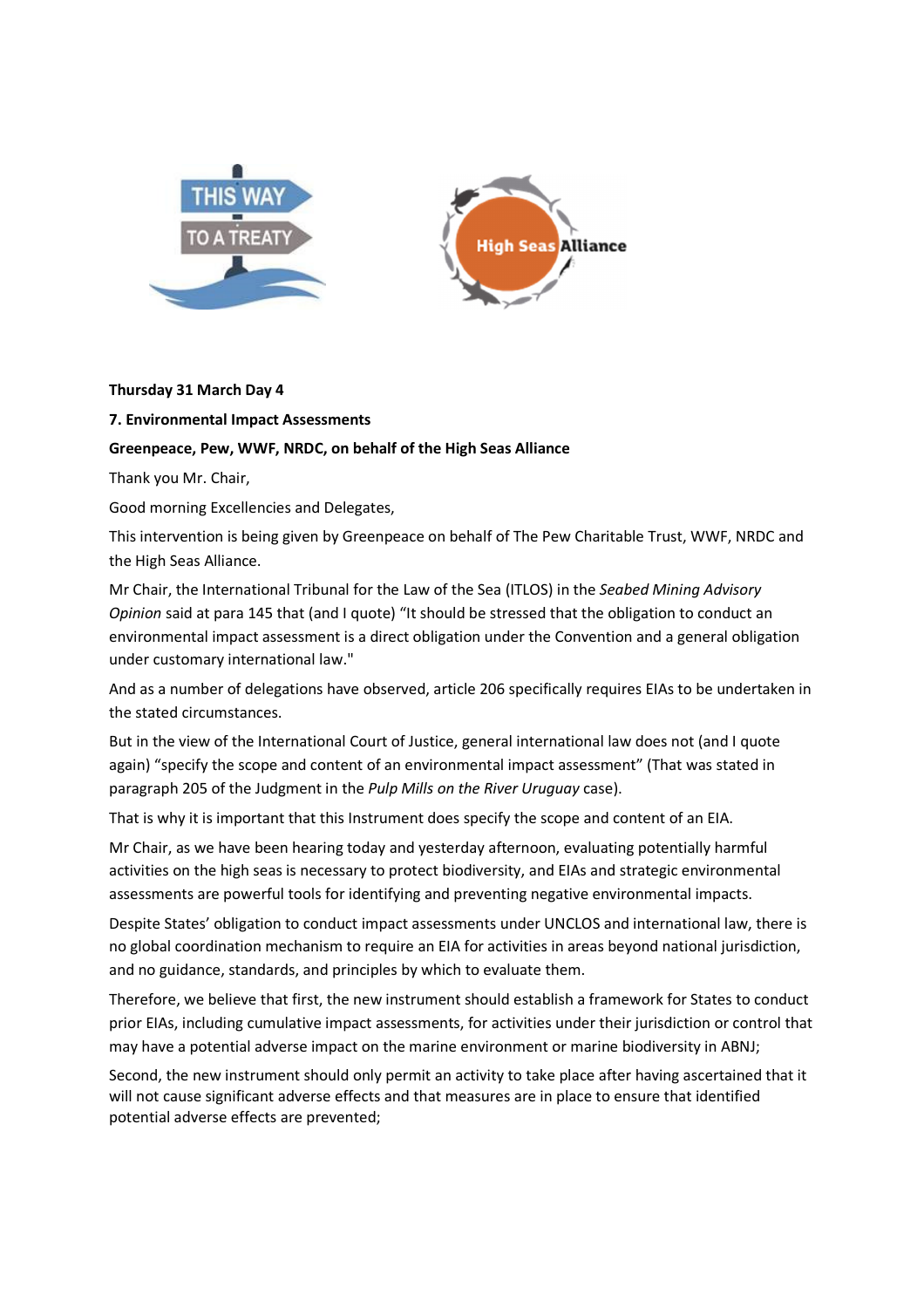**Thursday 31 March Day 4**

**7. Environmental Impact Assessments**

**Greenpeace, Pew, WWF, NRDC, on behalf of the High Seas Alliance**

Thank you Mr. Chair,

Good morning Excellencies and Delegates,

This intervention is being given by Greenpeace on behalf of The Pew Charitable Trust, WWF, NRDC and the High Seas Alliance.

Mr Chair, the International Tribunal for the Law of the Sea (ITLOS) in the *Seabed Mining Advisory Opinion* said at para 145 that (and I quote) "It should be stressed that the obligation to conduct an environmental impact assessment is a direct obligation under the Convention and a general obligation under customary international law."

And as a number of delegations have observed, article 206 specifically requires EIAs to be undertaken in the stated circumstances.

But in the view of the International Court of Justice, general international law does not (and I quote again) "specify the scope and content of an environmental impact assessment" (That was stated in paragraph 205 of the Judgment in the *Pulp Mills on the River Uruguay* case).

That is why it is important that this Instrument does specify the scope and content of an EIA.

Mr Chair, as we have been hearing today and yesterday afternoon, evaluating potentially harmful activities on the high seas is necessary to protect biodiversity, and EIAs and strategic environmental assessments are powerful tools for identifying and preventing negative environmental impacts.

Despite States' obligation to conduct impact assessments under UNCLOS and international law, there is no global coordination mechanism to require an EIA for activities in areas beyond national jurisdiction, and no guidance, standards, and principles by which to evaluate them.

Therefore, we believe that first, the new instrument should establish a framework for States to conduct prior EIAs, including cumulative impact assessments, for activities under their jurisdiction or control that may have a potential adverse impact on the marine environment or marine biodiversity in ABNJ;

Second, the new instrument should only permit an activity to take place after having ascertained that it will not cause significant adverse effects and that measures are in place to ensure that identified potential adverse effects are prevented;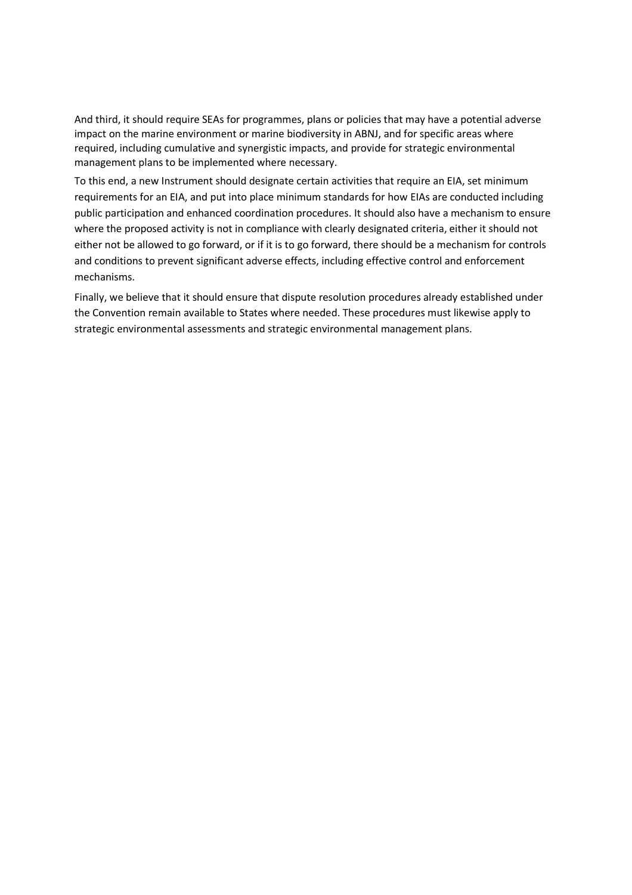And third, it should require SEAs for programmes, plans or policies that may have a potential adverse impact on the marine environment or marine biodiversity in ABNJ, and for specific areas where required, including cumulative and synergistic impacts, and provide for strategic environmental management plans to be implemented where necessary.

To this end, a new Instrument should designate certain activities that require an EIA, set minimum requirements for an EIA, and put into place minimum standards for how EIAs are conducted including public participation and enhanced coordination procedures. It should also have a mechanism to ensure where the proposed activity is not in compliance with clearly designated criteria, either it should not either not be allowed to go forward, or if it is to go forward, there should be a mechanism for controls and conditions to prevent significant adverse effects, including effective control and enforcement mechanisms.

Finally, we believe that it should ensure that dispute resolution procedures already established under the Convention remain available to States where needed. These procedures must likewise apply to strategic environmental assessments and strategic environmental management plans.